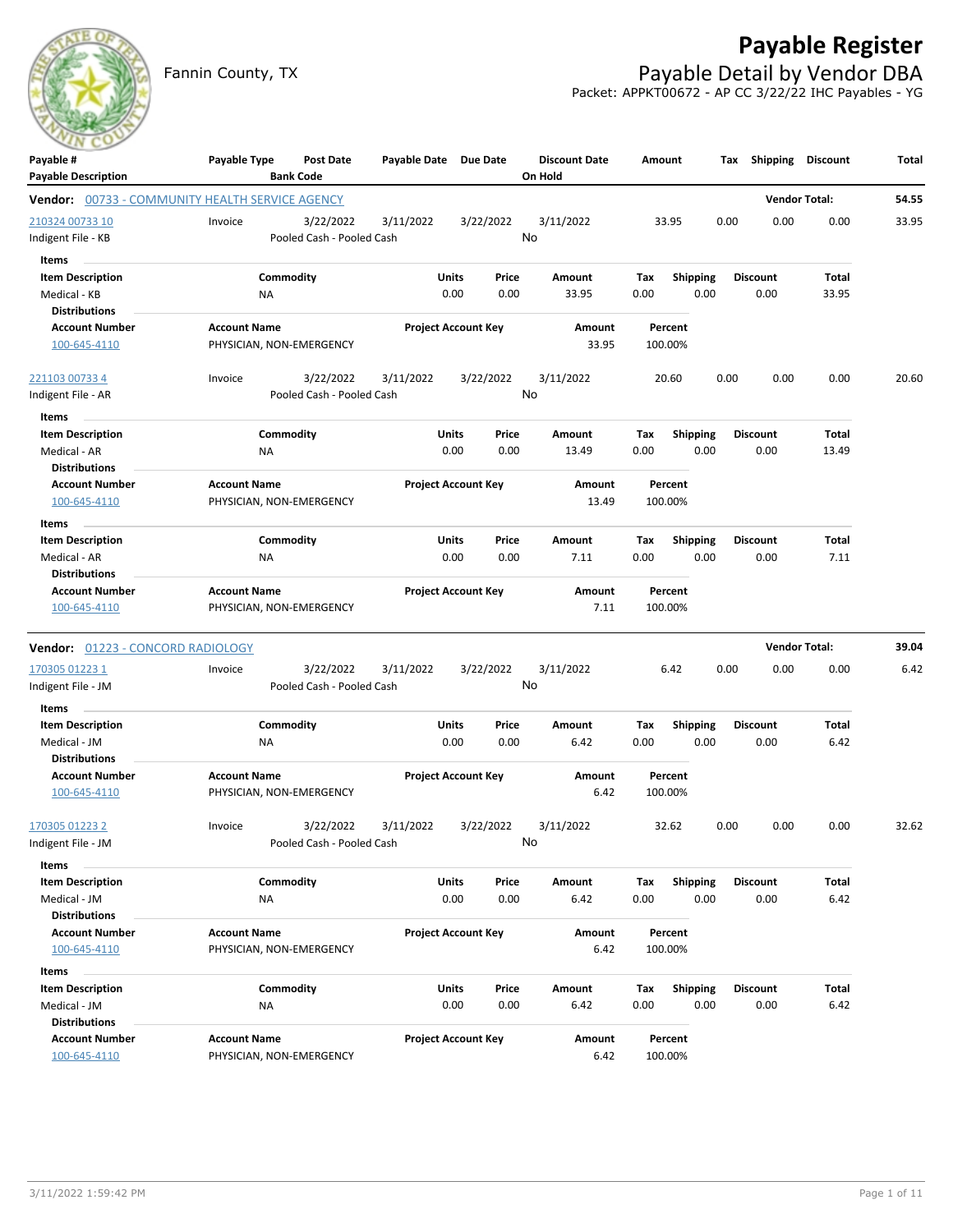# Payable Register

Fannin County, TX

## Payable Detail by Vendor DBA

Packet: APPKT00672 - AP CC 3/22/22 IHC Payables - YG

| Payable # / Payable Description | Payable Type | Post Date / Bank Code | Payable Date | Due Date | Discount Date / On Hold | Amount | Tax | Shipping | Discount | Total |
|---|---|---|---|---|---|---|---|---|---|---|

**Vendor: 00733 - COMMUNITY HEALTH SERVICE AGENCY** — Vendor Total: **54.55**

| Payable # / Payable Description | Payable Type | Post Date / Bank Code | Payable Date | Due Date | Discount Date / On Hold | Amount | Tax | Shipping | Discount | Total |
|---|---|---|---|---|---|---|---|---|---|---|
| 210324 00733 10 / Indigent File - KB | Invoice | 3/22/2022 / Pooled Cash - Pooled Cash | 3/11/2022 | 3/22/2022 | 3/11/2022 / No | 33.95 | 0.00 | 0.00 | 0.00 | 33.95 |

Items

| Item Description | Commodity | Units | Price | Amount | Tax | Shipping | Discount | Total |
|---|---|---|---|---|---|---|---|---|
| Medical - KB | NA | 0.00 | 0.00 | 33.95 | 0.00 | 0.00 | 0.00 | 33.95 |

Distributions

| Account Number | Account Name | Project Account Key | Amount | Percent |
|---|---|---|---|---|
| 100-645-4110 | PHYSICIAN, NON-EMERGENCY | | 33.95 | 100.00% |

| Payable # / Payable Description | Payable Type | Post Date / Bank Code | Payable Date | Due Date | Discount Date / On Hold | Amount | Tax | Shipping | Discount | Total |
|---|---|---|---|---|---|---|---|---|---|---|
| 221103 00733 4 / Indigent File - AR | Invoice | 3/22/2022 / Pooled Cash - Pooled Cash | 3/11/2022 | 3/22/2022 | 3/11/2022 / No | 20.60 | 0.00 | 0.00 | 0.00 | 20.60 |

Items

| Item Description | Commodity | Units | Price | Amount | Tax | Shipping | Discount | Total |
|---|---|---|---|---|---|---|---|---|
| Medical - AR | NA | 0.00 | 0.00 | 13.49 | 0.00 | 0.00 | 0.00 | 13.49 |

Distributions

| Account Number | Account Name | Project Account Key | Amount | Percent |
|---|---|---|---|---|
| 100-645-4110 | PHYSICIAN, NON-EMERGENCY | | 13.49 | 100.00% |

Items

| Item Description | Commodity | Units | Price | Amount | Tax | Shipping | Discount | Total |
|---|---|---|---|---|---|---|---|---|
| Medical - AR | NA | 0.00 | 0.00 | 7.11 | 0.00 | 0.00 | 0.00 | 7.11 |

Distributions

| Account Number | Account Name | Project Account Key | Amount | Percent |
|---|---|---|---|---|
| 100-645-4110 | PHYSICIAN, NON-EMERGENCY | | 7.11 | 100.00% |

**Vendor: 01223 - CONCORD RADIOLOGY** — Vendor Total: **39.04**

| Payable # / Payable Description | Payable Type | Post Date / Bank Code | Payable Date | Due Date | Discount Date / On Hold | Amount | Tax | Shipping | Discount | Total |
|---|---|---|---|---|---|---|---|---|---|---|
| 170305 01223 1 / Indigent File - JM | Invoice | 3/22/2022 / Pooled Cash - Pooled Cash | 3/11/2022 | 3/22/2022 | 3/11/2022 / No | 6.42 | 0.00 | 0.00 | 0.00 | 6.42 |

Items

| Item Description | Commodity | Units | Price | Amount | Tax | Shipping | Discount | Total |
|---|---|---|---|---|---|---|---|---|
| Medical - JM | NA | 0.00 | 0.00 | 6.42 | 0.00 | 0.00 | 0.00 | 6.42 |

Distributions

| Account Number | Account Name | Project Account Key | Amount | Percent |
|---|---|---|---|---|
| 100-645-4110 | PHYSICIAN, NON-EMERGENCY | | 6.42 | 100.00% |

| Payable # / Payable Description | Payable Type | Post Date / Bank Code | Payable Date | Due Date | Discount Date / On Hold | Amount | Tax | Shipping | Discount | Total |
|---|---|---|---|---|---|---|---|---|---|---|
| 170305 01223 2 / Indigent File - JM | Invoice | 3/22/2022 / Pooled Cash - Pooled Cash | 3/11/2022 | 3/22/2022 | 3/11/2022 / No | 32.62 | 0.00 | 0.00 | 0.00 | 32.62 |

Items

| Item Description | Commodity | Units | Price | Amount | Tax | Shipping | Discount | Total |
|---|---|---|---|---|---|---|---|---|
| Medical - JM | NA | 0.00 | 0.00 | 6.42 | 0.00 | 0.00 | 0.00 | 6.42 |

Distributions

| Account Number | Account Name | Project Account Key | Amount | Percent |
|---|---|---|---|---|
| 100-645-4110 | PHYSICIAN, NON-EMERGENCY | | 6.42 | 100.00% |

Items

| Item Description | Commodity | Units | Price | Amount | Tax | Shipping | Discount | Total |
|---|---|---|---|---|---|---|---|---|
| Medical - JM | NA | 0.00 | 0.00 | 6.42 | 0.00 | 0.00 | 0.00 | 6.42 |

Distributions

| Account Number | Account Name | Project Account Key | Amount | Percent |
|---|---|---|---|---|
| 100-645-4110 | PHYSICIAN, NON-EMERGENCY | | 6.42 | 100.00% |

3/11/2022 1:59:42 PM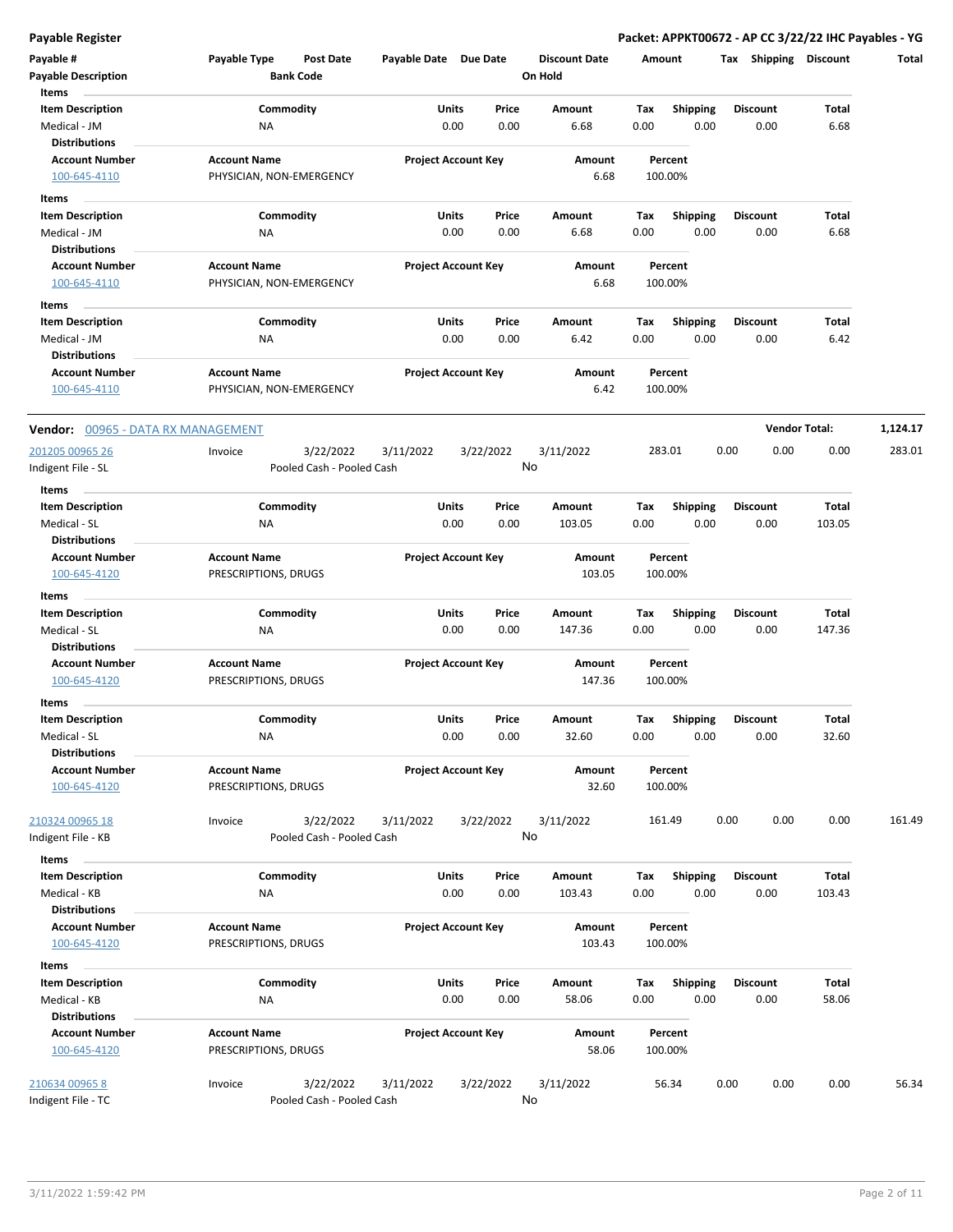**Payable Register** — **Packet: APPKT00672 - AP CC 3/22/22 IHC Payables - YG**

| Payable # | Payable Type | Post Date | Payable Date | Due Date | Discount Date | Amount | Tax | Shipping | Discount | Total |
|---|---|---|---|---|---|---|---|---|---|---|
| Payable Description | | Bank Code | | | On Hold | | | | | |

**Items**

| Item Description | Commodity | Units | Price | Amount | Tax | Shipping | Discount | Total |
|---|---|---|---|---|---|---|---|---|
| Medical - JM | NA | 0.00 | 0.00 | 6.68 | 0.00 | 0.00 | 0.00 | 6.68 |

**Distributions**

| Account Number | Account Name | Project Account Key | Amount | Percent |
|---|---|---|---|---|
| 100-645-4110 | PHYSICIAN, NON-EMERGENCY | | 6.68 | 100.00% |

**Items**

| Item Description | Commodity | Units | Price | Amount | Tax | Shipping | Discount | Total |
|---|---|---|---|---|---|---|---|---|
| Medical - JM | NA | 0.00 | 0.00 | 6.68 | 0.00 | 0.00 | 0.00 | 6.68 |

**Distributions**

| Account Number | Account Name | Project Account Key | Amount | Percent |
|---|---|---|---|---|
| 100-645-4110 | PHYSICIAN, NON-EMERGENCY | | 6.68 | 100.00% |

**Items**

| Item Description | Commodity | Units | Price | Amount | Tax | Shipping | Discount | Total |
|---|---|---|---|---|---|---|---|---|
| Medical - JM | NA | 0.00 | 0.00 | 6.42 | 0.00 | 0.00 | 0.00 | 6.42 |

**Distributions**

| Account Number | Account Name | Project Account Key | Amount | Percent |
|---|---|---|---|---|
| 100-645-4110 | PHYSICIAN, NON-EMERGENCY | | 6.42 | 100.00% |

---

**Vendor:** 00965 - DATA RX MANAGEMENT — **Vendor Total:** 1,124.17

| Payable # | Payable Type | Post Date | Payable Date | Due Date | Discount Date | Amount | Tax | Shipping | Discount | Total |
|---|---|---|---|---|---|---|---|---|---|---|
| 201205 00965 26 | Invoice | 3/22/2022 | 3/11/2022 | 3/22/2022 | 3/11/2022 | 283.01 | 0.00 | 0.00 | 0.00 | 283.01 |
| Indigent File - SL | | Pooled Cash - Pooled Cash | | | No | | | | | |

**Items**

| Item Description | Commodity | Units | Price | Amount | Tax | Shipping | Discount | Total |
|---|---|---|---|---|---|---|---|---|
| Medical - SL | NA | 0.00 | 0.00 | 103.05 | 0.00 | 0.00 | 0.00 | 103.05 |

**Distributions**

| Account Number | Account Name | Project Account Key | Amount | Percent |
|---|---|---|---|---|
| 100-645-4120 | PRESCRIPTIONS, DRUGS | | 103.05 | 100.00% |

**Items**

| Item Description | Commodity | Units | Price | Amount | Tax | Shipping | Discount | Total |
|---|---|---|---|---|---|---|---|---|
| Medical - SL | NA | 0.00 | 0.00 | 147.36 | 0.00 | 0.00 | 0.00 | 147.36 |

**Distributions**

| Account Number | Account Name | Project Account Key | Amount | Percent |
|---|---|---|---|---|
| 100-645-4120 | PRESCRIPTIONS, DRUGS | | 147.36 | 100.00% |

**Items**

| Item Description | Commodity | Units | Price | Amount | Tax | Shipping | Discount | Total |
|---|---|---|---|---|---|---|---|---|
| Medical - SL | NA | 0.00 | 0.00 | 32.60 | 0.00 | 0.00 | 0.00 | 32.60 |

**Distributions**

| Account Number | Account Name | Project Account Key | Amount | Percent |
|---|---|---|---|---|
| 100-645-4120 | PRESCRIPTIONS, DRUGS | | 32.60 | 100.00% |

| Payable # | Payable Type | Post Date | Payable Date | Due Date | Discount Date | Amount | Tax | Shipping | Discount | Total |
|---|---|---|---|---|---|---|---|---|---|---|
| 210324 00965 18 | Invoice | 3/22/2022 | 3/11/2022 | 3/22/2022 | 3/11/2022 | 161.49 | 0.00 | 0.00 | 0.00 | 161.49 |
| Indigent File - KB | | Pooled Cash - Pooled Cash | | | No | | | | | |

**Items**

| Item Description | Commodity | Units | Price | Amount | Tax | Shipping | Discount | Total |
|---|---|---|---|---|---|---|---|---|
| Medical - KB | NA | 0.00 | 0.00 | 103.43 | 0.00 | 0.00 | 0.00 | 103.43 |

**Distributions**

| Account Number | Account Name | Project Account Key | Amount | Percent |
|---|---|---|---|---|
| 100-645-4120 | PRESCRIPTIONS, DRUGS | | 103.43 | 100.00% |

**Items**

| Item Description | Commodity | Units | Price | Amount | Tax | Shipping | Discount | Total |
|---|---|---|---|---|---|---|---|---|
| Medical - KB | NA | 0.00 | 0.00 | 58.06 | 0.00 | 0.00 | 0.00 | 58.06 |

**Distributions**

| Account Number | Account Name | Project Account Key | Amount | Percent |
|---|---|---|---|---|
| 100-645-4120 | PRESCRIPTIONS, DRUGS | | 58.06 | 100.00% |

| Payable # | Payable Type | Post Date | Payable Date | Due Date | Discount Date | Amount | Tax | Shipping | Discount | Total |
|---|---|---|---|---|---|---|---|---|---|---|
| 210634 00965 8 | Invoice | 3/22/2022 | 3/11/2022 | 3/22/2022 | 3/11/2022 | 56.34 | 0.00 | 0.00 | 0.00 | 56.34 |
| Indigent File - TC | | Pooled Cash - Pooled Cash | | | No | | | | | |

3/11/2022 1:59:42 PM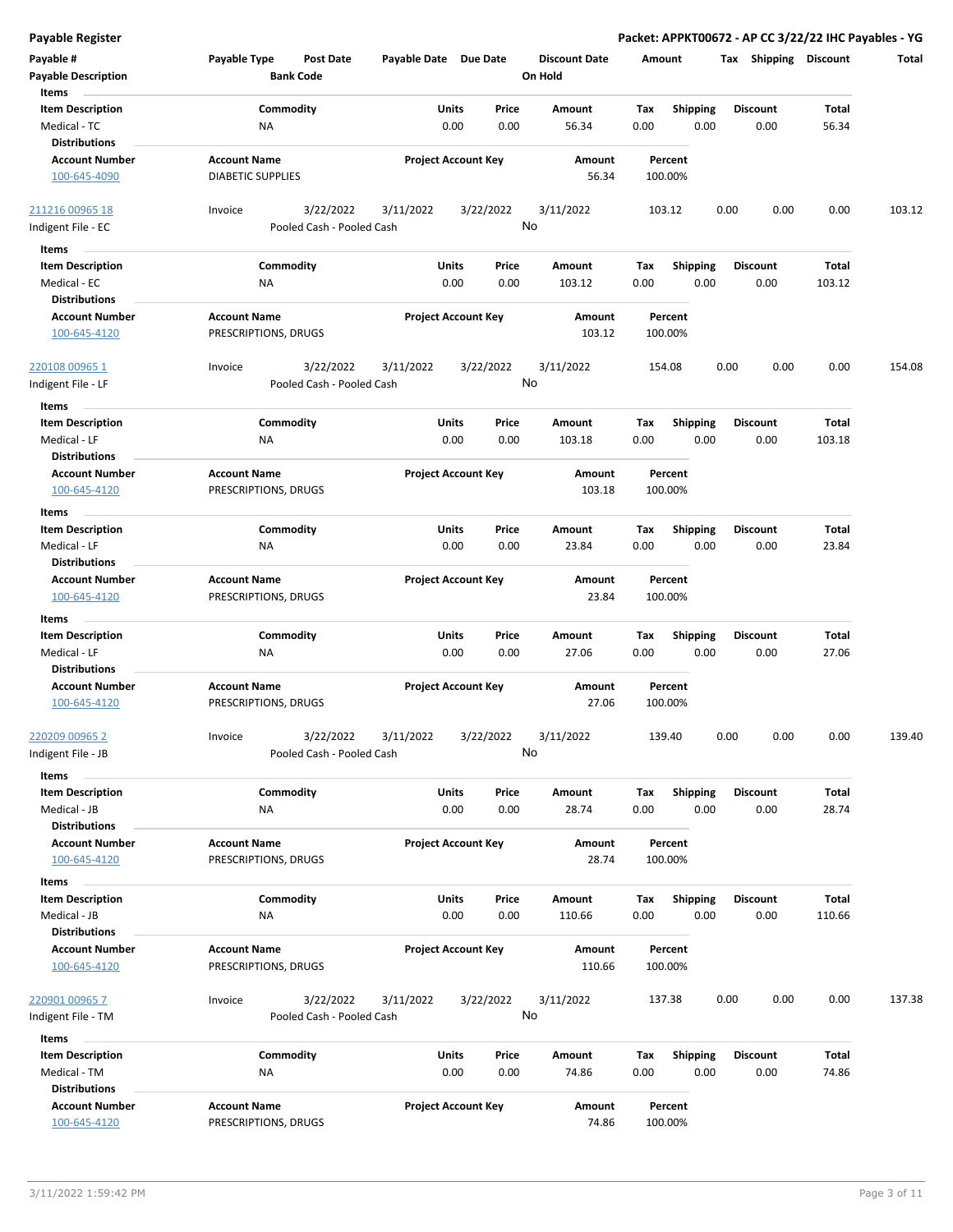**Payable Register** — **Packet: APPKT00672 - AP CC 3/22/22 IHC Payables - YG**

| Payable # | Payable Type | Post Date | Payable Date | Due Date | Discount Date | Amount | Tax | Shipping | Discount | Total |
|---|---|---|---|---|---|---|---|---|---|---|
| **Payable Description** | | **Bank Code** | | | **On Hold** | | | | | |

**Items**

| Item Description | Commodity | Units | Price | Amount | Tax | Shipping | Discount | Total |
|---|---|---|---|---|---|---|---|---|
| Medical - TC | NA | 0.00 | 0.00 | 56.34 | 0.00 | 0.00 | 0.00 | 56.34 |

**Distributions**

| Account Number | Account Name | Project Account Key | Amount | Percent |
|---|---|---|---|---|
| 100-645-4090 | DIABETIC SUPPLIES | | 56.34 | 100.00% |

---

| Payable # | Payable Type | Post Date | Payable Date | Due Date | Discount Date | Amount | Tax | Shipping | Discount | Total |
|---|---|---|---|---|---|---|---|---|---|---|
| 211216 00965 18 | Invoice | 3/22/2022 | 3/11/2022 | 3/22/2022 | 3/11/2022 | 103.12 | 0.00 | 0.00 | 0.00 | 103.12 |
| Indigent File - EC | | Pooled Cash - Pooled Cash | | | No | | | | | |

**Items**

| Item Description | Commodity | Units | Price | Amount | Tax | Shipping | Discount | Total |
|---|---|---|---|---|---|---|---|---|
| Medical - EC | NA | 0.00 | 0.00 | 103.12 | 0.00 | 0.00 | 0.00 | 103.12 |

**Distributions**

| Account Number | Account Name | Project Account Key | Amount | Percent |
|---|---|---|---|---|
| 100-645-4120 | PRESCRIPTIONS, DRUGS | | 103.12 | 100.00% |

---

| Payable # | Payable Type | Post Date | Payable Date | Due Date | Discount Date | Amount | Tax | Shipping | Discount | Total |
|---|---|---|---|---|---|---|---|---|---|---|
| 220108 00965 1 | Invoice | 3/22/2022 | 3/11/2022 | 3/22/2022 | 3/11/2022 | 154.08 | 0.00 | 0.00 | 0.00 | 154.08 |
| Indigent File - LF | | Pooled Cash - Pooled Cash | | | No | | | | | |

**Items**

| Item Description | Commodity | Units | Price | Amount | Tax | Shipping | Discount | Total |
|---|---|---|---|---|---|---|---|---|
| Medical - LF | NA | 0.00 | 0.00 | 103.18 | 0.00 | 0.00 | 0.00 | 103.18 |

**Distributions**

| Account Number | Account Name | Project Account Key | Amount | Percent |
|---|---|---|---|---|
| 100-645-4120 | PRESCRIPTIONS, DRUGS | | 103.18 | 100.00% |

**Items**

| Item Description | Commodity | Units | Price | Amount | Tax | Shipping | Discount | Total |
|---|---|---|---|---|---|---|---|---|
| Medical - LF | NA | 0.00 | 0.00 | 23.84 | 0.00 | 0.00 | 0.00 | 23.84 |

**Distributions**

| Account Number | Account Name | Project Account Key | Amount | Percent |
|---|---|---|---|---|
| 100-645-4120 | PRESCRIPTIONS, DRUGS | | 23.84 | 100.00% |

**Items**

| Item Description | Commodity | Units | Price | Amount | Tax | Shipping | Discount | Total |
|---|---|---|---|---|---|---|---|---|
| Medical - LF | NA | 0.00 | 0.00 | 27.06 | 0.00 | 0.00 | 0.00 | 27.06 |

**Distributions**

| Account Number | Account Name | Project Account Key | Amount | Percent |
|---|---|---|---|---|
| 100-645-4120 | PRESCRIPTIONS, DRUGS | | 27.06 | 100.00% |

---

| Payable # | Payable Type | Post Date | Payable Date | Due Date | Discount Date | Amount | Tax | Shipping | Discount | Total |
|---|---|---|---|---|---|---|---|---|---|---|
| 220209 00965 2 | Invoice | 3/22/2022 | 3/11/2022 | 3/22/2022 | 3/11/2022 | 139.40 | 0.00 | 0.00 | 0.00 | 139.40 |
| Indigent File - JB | | Pooled Cash - Pooled Cash | | | No | | | | | |

**Items**

| Item Description | Commodity | Units | Price | Amount | Tax | Shipping | Discount | Total |
|---|---|---|---|---|---|---|---|---|
| Medical - JB | NA | 0.00 | 0.00 | 28.74 | 0.00 | 0.00 | 0.00 | 28.74 |

**Distributions**

| Account Number | Account Name | Project Account Key | Amount | Percent |
|---|---|---|---|---|
| 100-645-4120 | PRESCRIPTIONS, DRUGS | | 28.74 | 100.00% |

**Items**

| Item Description | Commodity | Units | Price | Amount | Tax | Shipping | Discount | Total |
|---|---|---|---|---|---|---|---|---|
| Medical - JB | NA | 0.00 | 0.00 | 110.66 | 0.00 | 0.00 | 0.00 | 110.66 |

**Distributions**

| Account Number | Account Name | Project Account Key | Amount | Percent |
|---|---|---|---|---|
| 100-645-4120 | PRESCRIPTIONS, DRUGS | | 110.66 | 100.00% |

---

| Payable # | Payable Type | Post Date | Payable Date | Due Date | Discount Date | Amount | Tax | Shipping | Discount | Total |
|---|---|---|---|---|---|---|---|---|---|---|
| 220901 00965 7 | Invoice | 3/22/2022 | 3/11/2022 | 3/22/2022 | 3/11/2022 | 137.38 | 0.00 | 0.00 | 0.00 | 137.38 |
| Indigent File - TM | | Pooled Cash - Pooled Cash | | | No | | | | | |

**Items**

| Item Description | Commodity | Units | Price | Amount | Tax | Shipping | Discount | Total |
|---|---|---|---|---|---|---|---|---|
| Medical - TM | NA | 0.00 | 0.00 | 74.86 | 0.00 | 0.00 | 0.00 | 74.86 |

**Distributions**

| Account Number | Account Name | Project Account Key | Amount | Percent |
|---|---|---|---|---|
| 100-645-4120 | PRESCRIPTIONS, DRUGS | | 74.86 | 100.00% |

3/11/2022 1:59:42 PM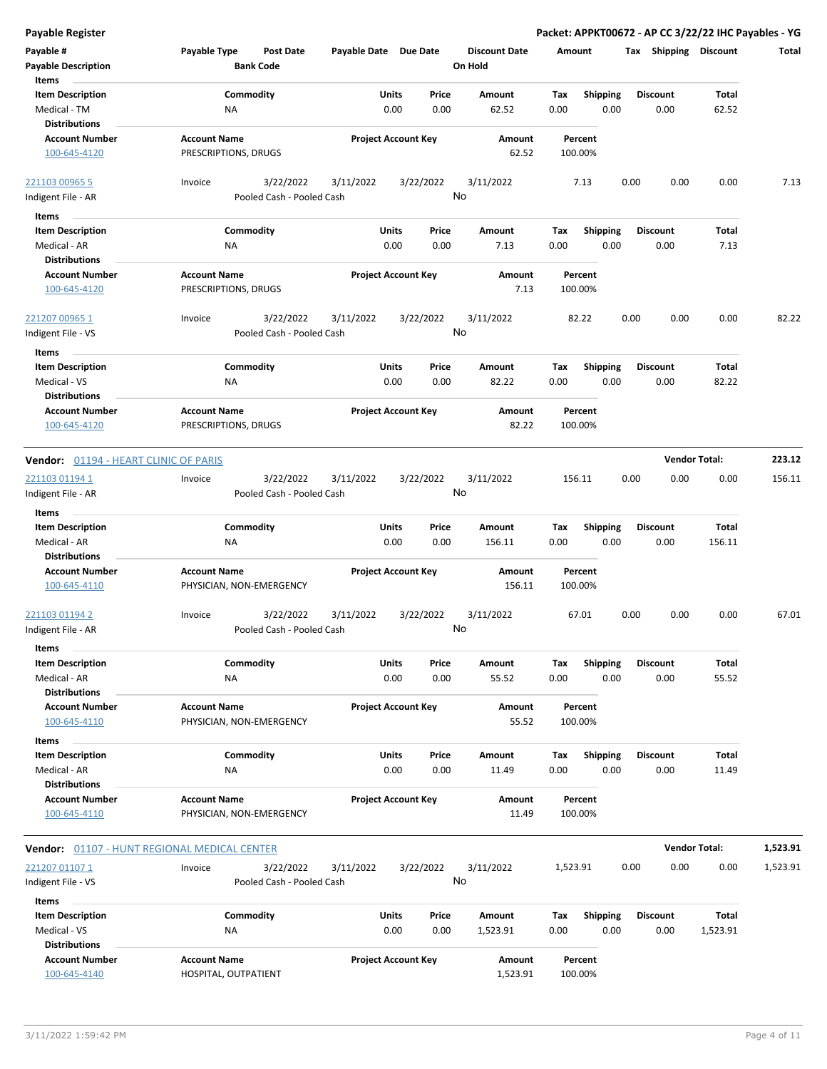# Payable Register

**Packet: APPKT00672 - AP CC 3/22/22 IHC Payables - YG**

| Payable # | Payable Type | Post Date | Payable Date | Due Date | Discount Date | Amount | Tax | Shipping | Discount | Total |
|---|---|---|---|---|---|---|---|---|---|---|
| Payable Description | | Bank Code | | | On Hold | | | | | |

Items

| Item Description | Commodity | Units | Price | Amount | Tax | Shipping | Discount | Total |
|---|---|---|---|---|---|---|---|---|
| Medical - TM | NA | 0.00 | 0.00 | 62.52 | 0.00 | 0.00 | 0.00 | 62.52 |

Distributions

| Account Number | Account Name | Project Account Key | Amount | Percent |
|---|---|---|---|---|
| 100-645-4120 | PRESCRIPTIONS, DRUGS | | 62.52 | 100.00% |

| Payable # | Payable Type | Post Date | Payable Date | Due Date | Discount Date | Amount | Tax | Shipping | Discount | Total |
|---|---|---|---|---|---|---|---|---|---|---|
| 221103 00965 5 | Invoice | 3/22/2022 | 3/11/2022 | 3/22/2022 | 3/11/2022 | 7.13 | 0.00 | 0.00 | 0.00 | 7.13 |
| Indigent File - AR | | Pooled Cash - Pooled Cash | | | No | | | | | |

Items

| Item Description | Commodity | Units | Price | Amount | Tax | Shipping | Discount | Total |
|---|---|---|---|---|---|---|---|---|
| Medical - AR | NA | 0.00 | 0.00 | 7.13 | 0.00 | 0.00 | 0.00 | 7.13 |

Distributions

| Account Number | Account Name | Project Account Key | Amount | Percent |
|---|---|---|---|---|
| 100-645-4120 | PRESCRIPTIONS, DRUGS | | 7.13 | 100.00% |

| Payable # | Payable Type | Post Date | Payable Date | Due Date | Discount Date | Amount | Tax | Shipping | Discount | Total |
|---|---|---|---|---|---|---|---|---|---|---|
| 221207 00965 1 | Invoice | 3/22/2022 | 3/11/2022 | 3/22/2022 | 3/11/2022 | 82.22 | 0.00 | 0.00 | 0.00 | 82.22 |
| Indigent File - VS | | Pooled Cash - Pooled Cash | | | No | | | | | |

Items

| Item Description | Commodity | Units | Price | Amount | Tax | Shipping | Discount | Total |
|---|---|---|---|---|---|---|---|---|
| Medical - VS | NA | 0.00 | 0.00 | 82.22 | 0.00 | 0.00 | 0.00 | 82.22 |

Distributions

| Account Number | Account Name | Project Account Key | Amount | Percent |
|---|---|---|---|---|
| 100-645-4120 | PRESCRIPTIONS, DRUGS | | 82.22 | 100.00% |

**Vendor:** 01194 - HEART CLINIC OF PARIS — **Vendor Total: 223.12**

| Payable # | Payable Type | Post Date | Payable Date | Due Date | Discount Date | Amount | Tax | Shipping | Discount | Total |
|---|---|---|---|---|---|---|---|---|---|---|
| 221103 01194 1 | Invoice | 3/22/2022 | 3/11/2022 | 3/22/2022 | 3/11/2022 | 156.11 | 0.00 | 0.00 | 0.00 | 156.11 |
| Indigent File - AR | | Pooled Cash - Pooled Cash | | | No | | | | | |

Items

| Item Description | Commodity | Units | Price | Amount | Tax | Shipping | Discount | Total |
|---|---|---|---|---|---|---|---|---|
| Medical - AR | NA | 0.00 | 0.00 | 156.11 | 0.00 | 0.00 | 0.00 | 156.11 |

Distributions

| Account Number | Account Name | Project Account Key | Amount | Percent |
|---|---|---|---|---|
| 100-645-4110 | PHYSICIAN, NON-EMERGENCY | | 156.11 | 100.00% |

| Payable # | Payable Type | Post Date | Payable Date | Due Date | Discount Date | Amount | Tax | Shipping | Discount | Total |
|---|---|---|---|---|---|---|---|---|---|---|
| 221103 01194 2 | Invoice | 3/22/2022 | 3/11/2022 | 3/22/2022 | 3/11/2022 | 67.01 | 0.00 | 0.00 | 0.00 | 67.01 |
| Indigent File - AR | | Pooled Cash - Pooled Cash | | | No | | | | | |

Items

| Item Description | Commodity | Units | Price | Amount | Tax | Shipping | Discount | Total |
|---|---|---|---|---|---|---|---|---|
| Medical - AR | NA | 0.00 | 0.00 | 55.52 | 0.00 | 0.00 | 0.00 | 55.52 |

Distributions

| Account Number | Account Name | Project Account Key | Amount | Percent |
|---|---|---|---|---|
| 100-645-4110 | PHYSICIAN, NON-EMERGENCY | | 55.52 | 100.00% |

Items

| Item Description | Commodity | Units | Price | Amount | Tax | Shipping | Discount | Total |
|---|---|---|---|---|---|---|---|---|
| Medical - AR | NA | 0.00 | 0.00 | 11.49 | 0.00 | 0.00 | 0.00 | 11.49 |

Distributions

| Account Number | Account Name | Project Account Key | Amount | Percent |
|---|---|---|---|---|
| 100-645-4110 | PHYSICIAN, NON-EMERGENCY | | 11.49 | 100.00% |

**Vendor:** 01107 - HUNT REGIONAL MEDICAL CENTER — **Vendor Total: 1,523.91**

| Payable # | Payable Type | Post Date | Payable Date | Due Date | Discount Date | Amount | Tax | Shipping | Discount | Total |
|---|---|---|---|---|---|---|---|---|---|---|
| 221207 01107 1 | Invoice | 3/22/2022 | 3/11/2022 | 3/22/2022 | 3/11/2022 | 1,523.91 | 0.00 | 0.00 | 0.00 | 1,523.91 |
| Indigent File - VS | | Pooled Cash - Pooled Cash | | | No | | | | | |

Items

| Item Description | Commodity | Units | Price | Amount | Tax | Shipping | Discount | Total |
|---|---|---|---|---|---|---|---|---|
| Medical - VS | NA | 0.00 | 0.00 | 1,523.91 | 0.00 | 0.00 | 0.00 | 1,523.91 |

Distributions

| Account Number | Account Name | Project Account Key | Amount | Percent |
|---|---|---|---|---|
| 100-645-4140 | HOSPITAL, OUTPATIENT | | 1,523.91 | 100.00% |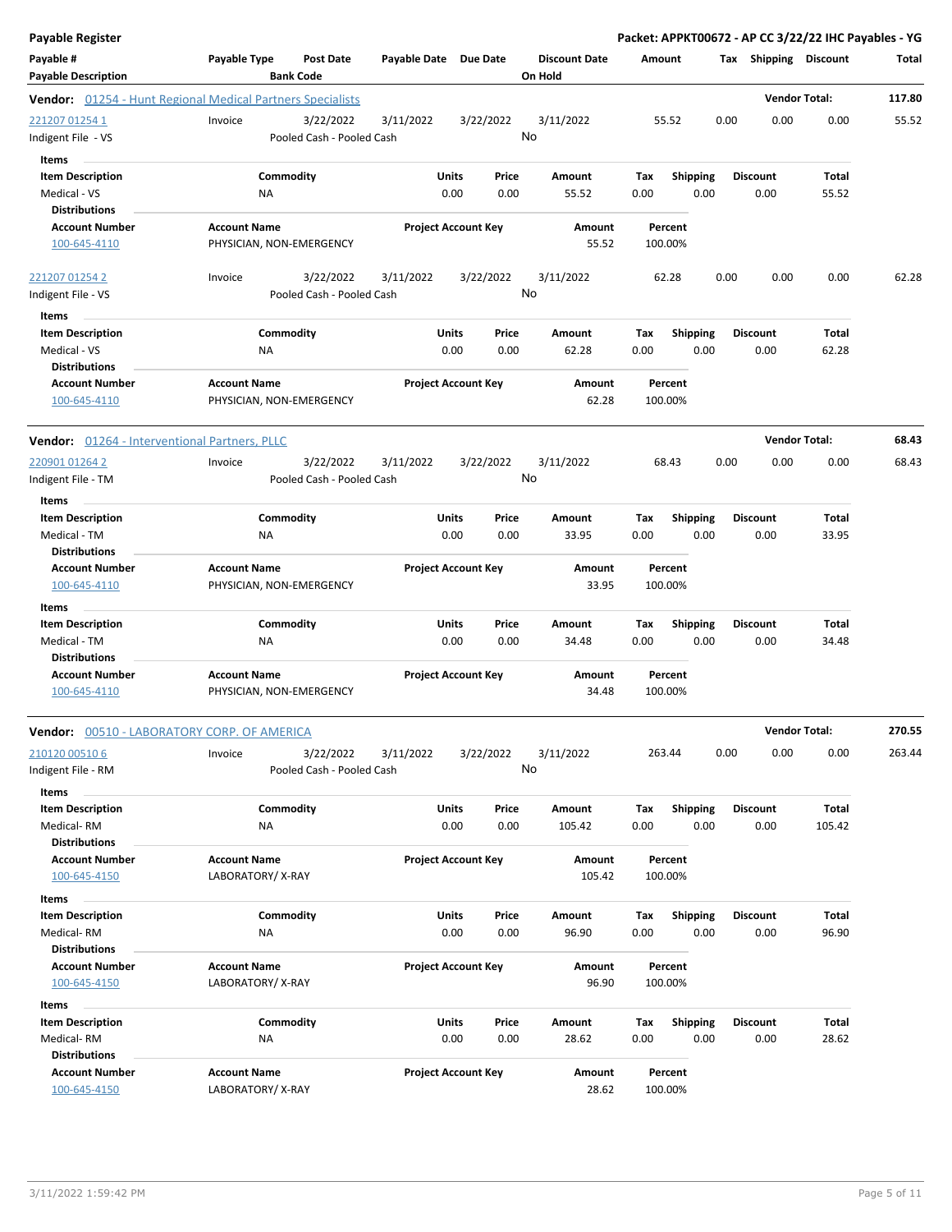**Payable Register** — **Packet: APPKT00672 - AP CC 3/22/22 IHC Payables - YG**

| Payable # | Payable Type | Post Date | Payable Date | Due Date | Discount Date | Amount | Tax | Shipping | Discount | Total |
|---|---|---|---|---|---|---|---|---|---|---|
| Payable Description | | Bank Code | | | On Hold | | | | | |

**Vendor: 01254 - Hunt Regional Medical Partners Specialists** — Vendor Total: **117.80**

| Payable # | Payable Type | Post Date | Payable Date | Due Date | Discount Date | Amount | Tax | Shipping | Discount | Total |
|---|---|---|---|---|---|---|---|---|---|---|
| 221207 01254 1 | Invoice | 3/22/2022 | 3/11/2022 | 3/22/2022 | 3/11/2022 | 55.52 | 0.00 | 0.00 | 0.00 | 55.52 |
| Indigent File - VS | | Pooled Cash - Pooled Cash | | | No | | | | | |

Items

| Item Description | Commodity | Units | Price | Amount | Tax | Shipping | Discount | Total |
|---|---|---|---|---|---|---|---|---|
| Medical - VS | NA | 0.00 | 0.00 | 55.52 | 0.00 | 0.00 | 0.00 | 55.52 |

Distributions

| Account Number | Account Name | Project Account Key | Amount | Percent |
|---|---|---|---|---|
| 100-645-4110 | PHYSICIAN, NON-EMERGENCY | | 55.52 | 100.00% |

| Payable # | Payable Type | Post Date | Payable Date | Due Date | Discount Date | Amount | Tax | Shipping | Discount | Total |
|---|---|---|---|---|---|---|---|---|---|---|
| 221207 01254 2 | Invoice | 3/22/2022 | 3/11/2022 | 3/22/2022 | 3/11/2022 | 62.28 | 0.00 | 0.00 | 0.00 | 62.28 |
| Indigent File - VS | | Pooled Cash - Pooled Cash | | | No | | | | | |

Items

| Item Description | Commodity | Units | Price | Amount | Tax | Shipping | Discount | Total |
|---|---|---|---|---|---|---|---|---|
| Medical - VS | NA | 0.00 | 0.00 | 62.28 | 0.00 | 0.00 | 0.00 | 62.28 |

Distributions

| Account Number | Account Name | Project Account Key | Amount | Percent |
|---|---|---|---|---|
| 100-645-4110 | PHYSICIAN, NON-EMERGENCY | | 62.28 | 100.00% |

**Vendor: 01264 - Interventional Partners, PLLC** — Vendor Total: **68.43**

| Payable # | Payable Type | Post Date | Payable Date | Due Date | Discount Date | Amount | Tax | Shipping | Discount | Total |
|---|---|---|---|---|---|---|---|---|---|---|
| 220901 01264 2 | Invoice | 3/22/2022 | 3/11/2022 | 3/22/2022 | 3/11/2022 | 68.43 | 0.00 | 0.00 | 0.00 | 68.43 |
| Indigent File - TM | | Pooled Cash - Pooled Cash | | | No | | | | | |

Items

| Item Description | Commodity | Units | Price | Amount | Tax | Shipping | Discount | Total |
|---|---|---|---|---|---|---|---|---|
| Medical - TM | NA | 0.00 | 0.00 | 33.95 | 0.00 | 0.00 | 0.00 | 33.95 |

Distributions

| Account Number | Account Name | Project Account Key | Amount | Percent |
|---|---|---|---|---|
| 100-645-4110 | PHYSICIAN, NON-EMERGENCY | | 33.95 | 100.00% |

Items

| Item Description | Commodity | Units | Price | Amount | Tax | Shipping | Discount | Total |
|---|---|---|---|---|---|---|---|---|
| Medical - TM | NA | 0.00 | 0.00 | 34.48 | 0.00 | 0.00 | 0.00 | 34.48 |

Distributions

| Account Number | Account Name | Project Account Key | Amount | Percent |
|---|---|---|---|---|
| 100-645-4110 | PHYSICIAN, NON-EMERGENCY | | 34.48 | 100.00% |

**Vendor: 00510 - LABORATORY CORP. OF AMERICA** — Vendor Total: **270.55**

| Payable # | Payable Type | Post Date | Payable Date | Due Date | Discount Date | Amount | Tax | Shipping | Discount | Total |
|---|---|---|---|---|---|---|---|---|---|---|
| 210120 00510 6 | Invoice | 3/22/2022 | 3/11/2022 | 3/22/2022 | 3/11/2022 | 263.44 | 0.00 | 0.00 | 0.00 | 263.44 |
| Indigent File - RM | | Pooled Cash - Pooled Cash | | | No | | | | | |

Items

| Item Description | Commodity | Units | Price | Amount | Tax | Shipping | Discount | Total |
|---|---|---|---|---|---|---|---|---|
| Medical- RM | NA | 0.00 | 0.00 | 105.42 | 0.00 | 0.00 | 0.00 | 105.42 |

Distributions

| Account Number | Account Name | Project Account Key | Amount | Percent |
|---|---|---|---|---|
| 100-645-4150 | LABORATORY/ X-RAY | | 105.42 | 100.00% |

Items

| Item Description | Commodity | Units | Price | Amount | Tax | Shipping | Discount | Total |
|---|---|---|---|---|---|---|---|---|
| Medical- RM | NA | 0.00 | 0.00 | 96.90 | 0.00 | 0.00 | 0.00 | 96.90 |

Distributions

| Account Number | Account Name | Project Account Key | Amount | Percent |
|---|---|---|---|---|
| 100-645-4150 | LABORATORY/ X-RAY | | 96.90 | 100.00% |

Items

| Item Description | Commodity | Units | Price | Amount | Tax | Shipping | Discount | Total |
|---|---|---|---|---|---|---|---|---|
| Medical- RM | NA | 0.00 | 0.00 | 28.62 | 0.00 | 0.00 | 0.00 | 28.62 |

Distributions

| Account Number | Account Name | Project Account Key | Amount | Percent |
|---|---|---|---|---|
| 100-645-4150 | LABORATORY/ X-RAY | | 28.62 | 100.00% |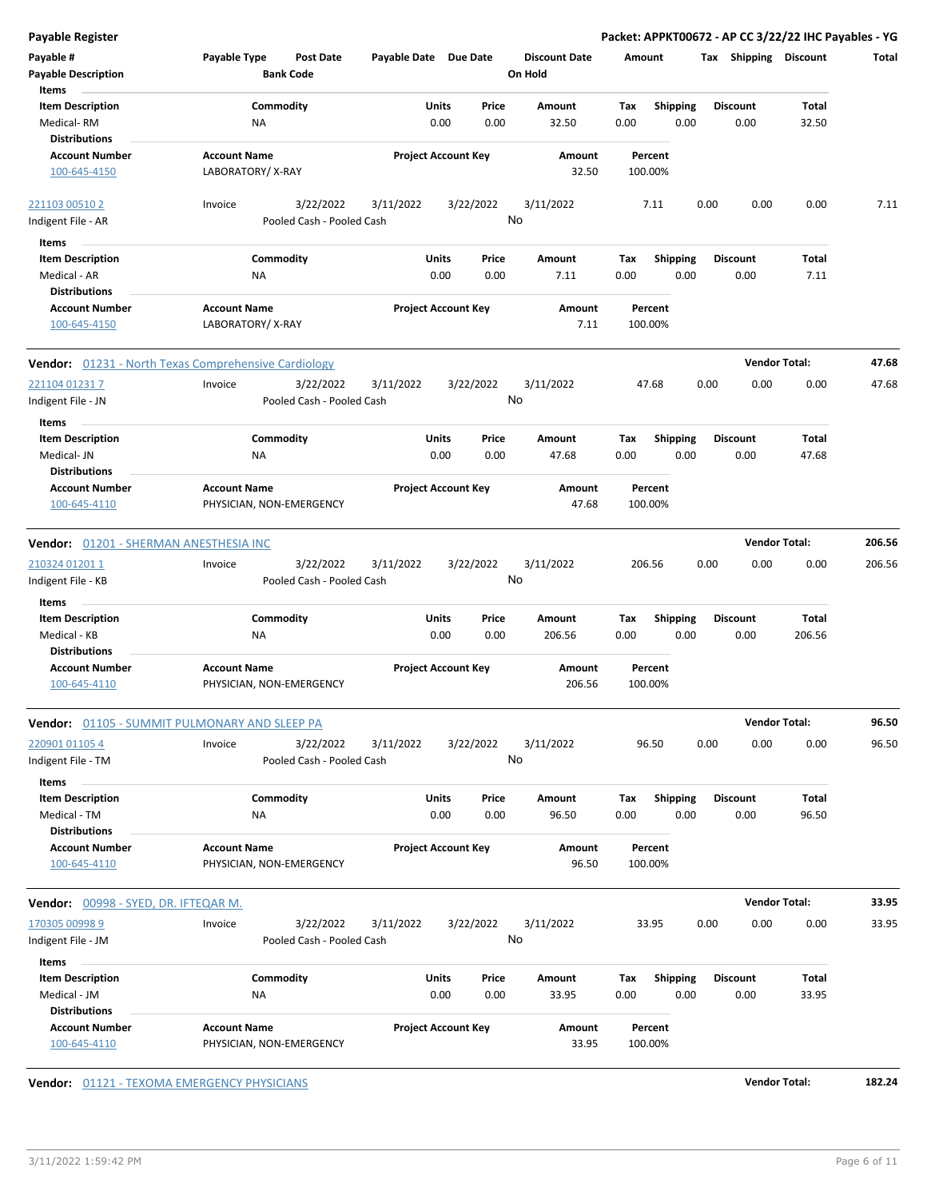**Payable Register** — **Packet: APPKT00672 - AP CC 3/22/22 IHC Payables - YG**

| Payable # | Payable Type | Post Date | Payable Date | Due Date | Discount Date | Amount | Tax | Shipping | Discount | Total |
|---|---|---|---|---|---|---|---|---|---|---|
| Payable Description | | Bank Code | | | On Hold | | | | | |

**Items**

| Item Description | Commodity | Units | Price | Amount | Tax | Shipping | Discount | Total |
|---|---|---|---|---|---|---|---|---|
| Medical- RM | NA | 0.00 | 0.00 | 32.50 | 0.00 | 0.00 | 0.00 | 32.50 |

**Distributions**

| Account Number | Account Name | Project Account Key | Amount | Percent |
|---|---|---|---|---|
| 100-645-4150 | LABORATORY/ X-RAY | | 32.50 | 100.00% |

| Payable # | Payable Type | Post Date | Payable Date | Due Date | Discount Date | Amount | Tax | Shipping | Discount | Total |
|---|---|---|---|---|---|---|---|---|---|---|
| 221103 00510 2 | Invoice | 3/22/2022 | 3/11/2022 | 3/22/2022 | 3/11/2022 | 7.11 | 0.00 | 0.00 | 0.00 | 7.11 |
| Indigent File - AR | | Pooled Cash - Pooled Cash | | | No | | | | | |

**Items**

| Item Description | Commodity | Units | Price | Amount | Tax | Shipping | Discount | Total |
|---|---|---|---|---|---|---|---|---|
| Medical - AR | NA | 0.00 | 0.00 | 7.11 | 0.00 | 0.00 | 0.00 | 7.11 |

**Distributions**

| Account Number | Account Name | Project Account Key | Amount | Percent |
|---|---|---|---|---|
| 100-645-4150 | LABORATORY/ X-RAY | | 7.11 | 100.00% |

**Vendor:** 01231 - North Texas Comprehensive Cardiology — **Vendor Total: 47.68**

| Payable # | Payable Type | Post Date | Payable Date | Due Date | Discount Date | Amount | Tax | Shipping | Discount | Total |
|---|---|---|---|---|---|---|---|---|---|---|
| 221104 01231 7 | Invoice | 3/22/2022 | 3/11/2022 | 3/22/2022 | 3/11/2022 | 47.68 | 0.00 | 0.00 | 0.00 | 47.68 |
| Indigent File - JN | | Pooled Cash - Pooled Cash | | | No | | | | | |

**Items**

| Item Description | Commodity | Units | Price | Amount | Tax | Shipping | Discount | Total |
|---|---|---|---|---|---|---|---|---|
| Medical- JN | NA | 0.00 | 0.00 | 47.68 | 0.00 | 0.00 | 0.00 | 47.68 |

**Distributions**

| Account Number | Account Name | Project Account Key | Amount | Percent |
|---|---|---|---|---|
| 100-645-4110 | PHYSICIAN, NON-EMERGENCY | | 47.68 | 100.00% |

**Vendor:** 01201 - SHERMAN ANESTHESIA INC — **Vendor Total: 206.56**

| Payable # | Payable Type | Post Date | Payable Date | Due Date | Discount Date | Amount | Tax | Shipping | Discount | Total |
|---|---|---|---|---|---|---|---|---|---|---|
| 210324 01201 1 | Invoice | 3/22/2022 | 3/11/2022 | 3/22/2022 | 3/11/2022 | 206.56 | 0.00 | 0.00 | 0.00 | 206.56 |
| Indigent File - KB | | Pooled Cash - Pooled Cash | | | No | | | | | |

**Items**

| Item Description | Commodity | Units | Price | Amount | Tax | Shipping | Discount | Total |
|---|---|---|---|---|---|---|---|---|
| Medical - KB | NA | 0.00 | 0.00 | 206.56 | 0.00 | 0.00 | 0.00 | 206.56 |

**Distributions**

| Account Number | Account Name | Project Account Key | Amount | Percent |
|---|---|---|---|---|
| 100-645-4110 | PHYSICIAN, NON-EMERGENCY | | 206.56 | 100.00% |

**Vendor:** 01105 - SUMMIT PULMONARY AND SLEEP PA — **Vendor Total: 96.50**

| Payable # | Payable Type | Post Date | Payable Date | Due Date | Discount Date | Amount | Tax | Shipping | Discount | Total |
|---|---|---|---|---|---|---|---|---|---|---|
| 220901 01105 4 | Invoice | 3/22/2022 | 3/11/2022 | 3/22/2022 | 3/11/2022 | 96.50 | 0.00 | 0.00 | 0.00 | 96.50 |
| Indigent File - TM | | Pooled Cash - Pooled Cash | | | No | | | | | |

**Items**

| Item Description | Commodity | Units | Price | Amount | Tax | Shipping | Discount | Total |
|---|---|---|---|---|---|---|---|---|
| Medical - TM | NA | 0.00 | 0.00 | 96.50 | 0.00 | 0.00 | 0.00 | 96.50 |

**Distributions**

| Account Number | Account Name | Project Account Key | Amount | Percent |
|---|---|---|---|---|
| 100-645-4110 | PHYSICIAN, NON-EMERGENCY | | 96.50 | 100.00% |

**Vendor:** 00998 - SYED, DR. IFTEQAR M. — **Vendor Total: 33.95**

| Payable # | Payable Type | Post Date | Payable Date | Due Date | Discount Date | Amount | Tax | Shipping | Discount | Total |
|---|---|---|---|---|---|---|---|---|---|---|
| 170305 00998 9 | Invoice | 3/22/2022 | 3/11/2022 | 3/22/2022 | 3/11/2022 | 33.95 | 0.00 | 0.00 | 0.00 | 33.95 |
| Indigent File - JM | | Pooled Cash - Pooled Cash | | | No | | | | | |

**Items**

| Item Description | Commodity | Units | Price | Amount | Tax | Shipping | Discount | Total |
|---|---|---|---|---|---|---|---|---|
| Medical - JM | NA | 0.00 | 0.00 | 33.95 | 0.00 | 0.00 | 0.00 | 33.95 |

**Distributions**

| Account Number | Account Name | Project Account Key | Amount | Percent |
|---|---|---|---|---|
| 100-645-4110 | PHYSICIAN, NON-EMERGENCY | | 33.95 | 100.00% |

**Vendor:** 01121 - TEXOMA EMERGENCY PHYSICIANS — **Vendor Total: 182.24**

3/11/2022 1:59:42 PM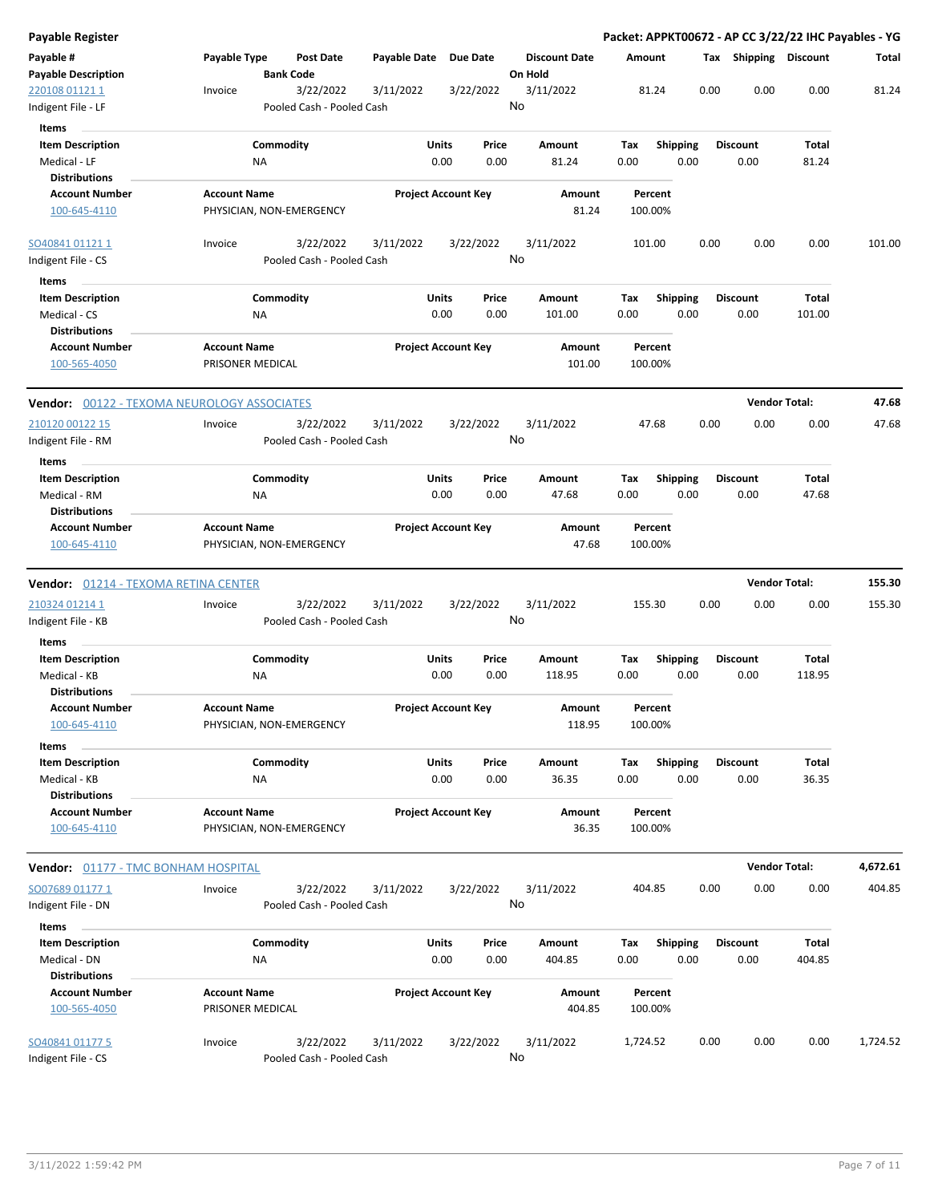**Payable Register** — **Packet: APPKT00672 - AP CC 3/22/22 IHC Payables - YG**

| Payable # / Payable Description | Payable Type | Post Date / Bank Code | Payable Date | Due Date | Discount Date / On Hold | Amount | Tax | Shipping | Discount | Total |
|---|---|---|---|---|---|---|---|---|---|---|
| 220108 01121 1 / Indigent File - LF | Invoice | 3/22/2022 / Pooled Cash - Pooled Cash | 3/11/2022 | 3/22/2022 | 3/11/2022 / No | 81.24 | 0.00 | 0.00 | 0.00 | 81.24 |

**Items**

| Item Description | Commodity | Units | Price | Amount | Tax | Shipping | Discount | Total |
|---|---|---|---|---|---|---|---|---|
| Medical - LF | NA | 0.00 | 0.00 | 81.24 | 0.00 | 0.00 | 0.00 | 81.24 |

**Distributions**

| Account Number | Account Name | Project Account Key | Amount | Percent |
|---|---|---|---|---|
| 100-645-4110 | PHYSICIAN, NON-EMERGENCY | | 81.24 | 100.00% |

| Payable # / Payable Description | Payable Type | Post Date / Bank Code | Payable Date | Due Date | Discount Date / On Hold | Amount | Tax | Shipping | Discount | Total |
|---|---|---|---|---|---|---|---|---|---|---|
| SO40841 01121 1 / Indigent File - CS | Invoice | 3/22/2022 / Pooled Cash - Pooled Cash | 3/11/2022 | 3/22/2022 | 3/11/2022 / No | 101.00 | 0.00 | 0.00 | 0.00 | 101.00 |

**Items**

| Item Description | Commodity | Units | Price | Amount | Tax | Shipping | Discount | Total |
|---|---|---|---|---|---|---|---|---|
| Medical - CS | NA | 0.00 | 0.00 | 101.00 | 0.00 | 0.00 | 0.00 | 101.00 |

**Distributions**

| Account Number | Account Name | Project Account Key | Amount | Percent |
|---|---|---|---|---|
| 100-565-4050 | PRISONER MEDICAL | | 101.00 | 100.00% |

## Vendor: 00122 - TEXOMA NEUROLOGY ASSOCIATES — Vendor Total: 47.68

| Payable # / Payable Description | Payable Type | Post Date / Bank Code | Payable Date | Due Date | Discount Date / On Hold | Amount | Tax | Shipping | Discount | Total |
|---|---|---|---|---|---|---|---|---|---|---|
| 210120 00122 15 / Indigent File - RM | Invoice | 3/22/2022 / Pooled Cash - Pooled Cash | 3/11/2022 | 3/22/2022 | 3/11/2022 / No | 47.68 | 0.00 | 0.00 | 0.00 | 47.68 |

**Items**

| Item Description | Commodity | Units | Price | Amount | Tax | Shipping | Discount | Total |
|---|---|---|---|---|---|---|---|---|
| Medical - RM | NA | 0.00 | 0.00 | 47.68 | 0.00 | 0.00 | 0.00 | 47.68 |

**Distributions**

| Account Number | Account Name | Project Account Key | Amount | Percent |
|---|---|---|---|---|
| 100-645-4110 | PHYSICIAN, NON-EMERGENCY | | 47.68 | 100.00% |

## Vendor: 01214 - TEXOMA RETINA CENTER — Vendor Total: 155.30

| Payable # / Payable Description | Payable Type | Post Date / Bank Code | Payable Date | Due Date | Discount Date / On Hold | Amount | Tax | Shipping | Discount | Total |
|---|---|---|---|---|---|---|---|---|---|---|
| 210324 01214 1 / Indigent File - KB | Invoice | 3/22/2022 / Pooled Cash - Pooled Cash | 3/11/2022 | 3/22/2022 | 3/11/2022 / No | 155.30 | 0.00 | 0.00 | 0.00 | 155.30 |

**Items**

| Item Description | Commodity | Units | Price | Amount | Tax | Shipping | Discount | Total |
|---|---|---|---|---|---|---|---|---|
| Medical - KB | NA | 0.00 | 0.00 | 118.95 | 0.00 | 0.00 | 0.00 | 118.95 |

**Distributions**

| Account Number | Account Name | Project Account Key | Amount | Percent |
|---|---|---|---|---|
| 100-645-4110 | PHYSICIAN, NON-EMERGENCY | | 118.95 | 100.00% |

**Items**

| Item Description | Commodity | Units | Price | Amount | Tax | Shipping | Discount | Total |
|---|---|---|---|---|---|---|---|---|
| Medical - KB | NA | 0.00 | 0.00 | 36.35 | 0.00 | 0.00 | 0.00 | 36.35 |

**Distributions**

| Account Number | Account Name | Project Account Key | Amount | Percent |
|---|---|---|---|---|
| 100-645-4110 | PHYSICIAN, NON-EMERGENCY | | 36.35 | 100.00% |

## Vendor: 01177 - TMC BONHAM HOSPITAL — Vendor Total: 4,672.61

| Payable # / Payable Description | Payable Type | Post Date / Bank Code | Payable Date | Due Date | Discount Date / On Hold | Amount | Tax | Shipping | Discount | Total |
|---|---|---|---|---|---|---|---|---|---|---|
| SO07689 01177 1 / Indigent File - DN | Invoice | 3/22/2022 / Pooled Cash - Pooled Cash | 3/11/2022 | 3/22/2022 | 3/11/2022 / No | 404.85 | 0.00 | 0.00 | 0.00 | 404.85 |

**Items**

| Item Description | Commodity | Units | Price | Amount | Tax | Shipping | Discount | Total |
|---|---|---|---|---|---|---|---|---|
| Medical - DN | NA | 0.00 | 0.00 | 404.85 | 0.00 | 0.00 | 0.00 | 404.85 |

**Distributions**

| Account Number | Account Name | Project Account Key | Amount | Percent |
|---|---|---|---|---|
| 100-565-4050 | PRISONER MEDICAL | | 404.85 | 100.00% |

| Payable # / Payable Description | Payable Type | Post Date / Bank Code | Payable Date | Due Date | Discount Date / On Hold | Amount | Tax | Shipping | Discount | Total |
|---|---|---|---|---|---|---|---|---|---|---|
| SO40841 01177 5 / Indigent File - CS | Invoice | 3/22/2022 / Pooled Cash - Pooled Cash | 3/11/2022 | 3/22/2022 | 3/11/2022 / No | 1,724.52 | 0.00 | 0.00 | 0.00 | 1,724.52 |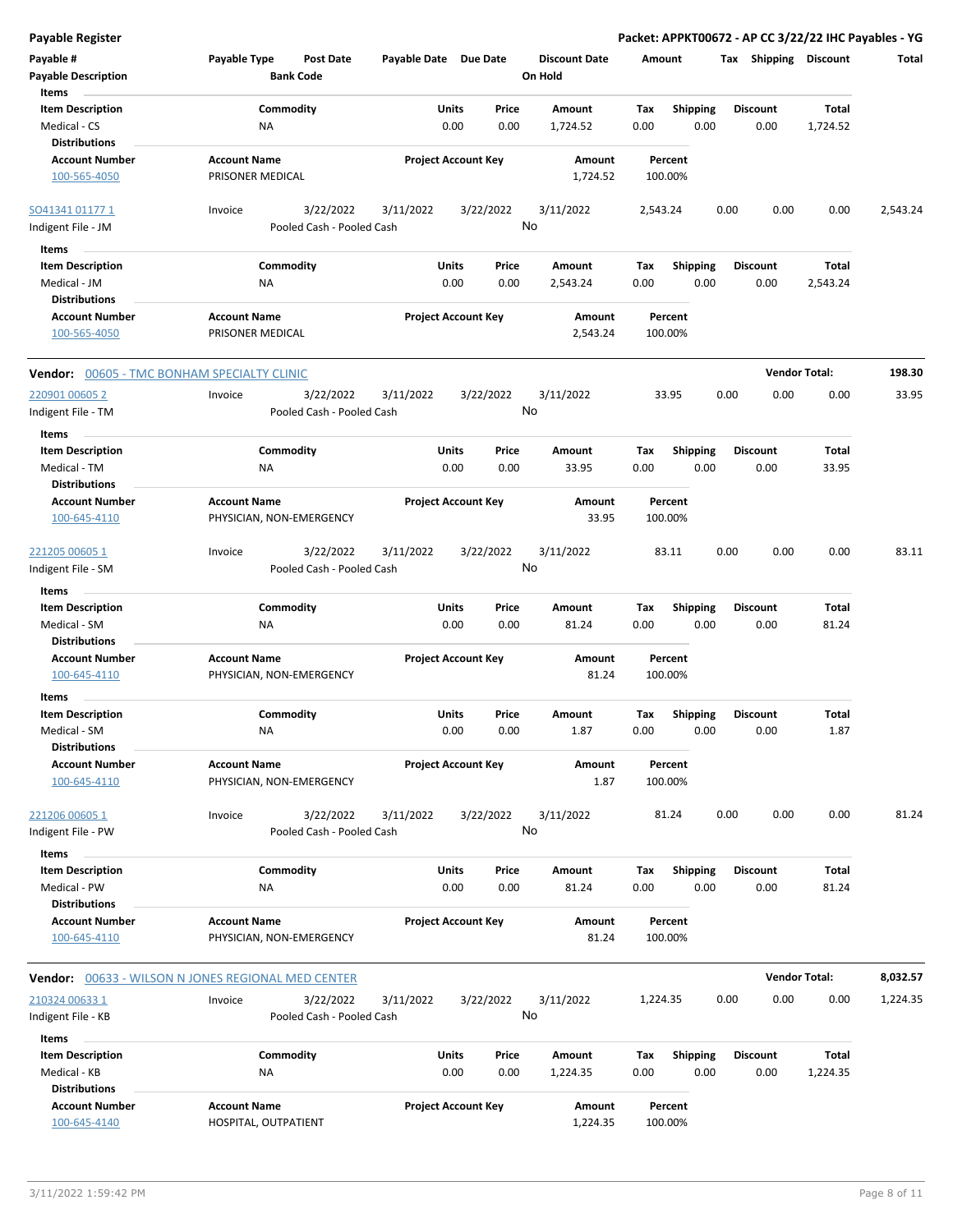**Payable Register** — **Packet: APPKT00672 - AP CC 3/22/22 IHC Payables - YG**

| Payable # | Payable Type | Post Date | Payable Date | Due Date | Discount Date | Amount | Tax | Shipping | Discount | Total |
|---|---|---|---|---|---|---|---|---|---|---|
| Payable Description | | Bank Code | | | On Hold | | | | | |

**Items**

| Item Description | Commodity | Units | Price | Amount | Tax | Shipping | Discount | Total |
|---|---|---|---|---|---|---|---|---|
| Medical - CS | NA | 0.00 | 0.00 | 1,724.52 | 0.00 | 0.00 | 0.00 | 1,724.52 |

**Distributions**

| Account Number | Account Name | Project Account Key | Amount | Percent |
|---|---|---|---|---|
| 100-565-4050 | PRISONER MEDICAL | | 1,724.52 | 100.00% |

| Payable # | Payable Type | Post Date | Payable Date | Due Date | Discount Date | Amount | Tax | Shipping | Discount | Total |
|---|---|---|---|---|---|---|---|---|---|---|
| SO41341 01177 1 | Invoice | 3/22/2022 | 3/11/2022 | 3/22/2022 | 3/11/2022 | 2,543.24 | 0.00 | 0.00 | 0.00 | 2,543.24 |
| Indigent File - JM | | Pooled Cash - Pooled Cash | | | No | | | | | |

**Items**

| Item Description | Commodity | Units | Price | Amount | Tax | Shipping | Discount | Total |
|---|---|---|---|---|---|---|---|---|
| Medical - JM | NA | 0.00 | 0.00 | 2,543.24 | 0.00 | 0.00 | 0.00 | 2,543.24 |

**Distributions**

| Account Number | Account Name | Project Account Key | Amount | Percent |
|---|---|---|---|---|
| 100-565-4050 | PRISONER MEDICAL | | 2,543.24 | 100.00% |

**Vendor:** 00605 - TMC BONHAM SPECIALTY CLINIC — **Vendor Total: 198.30**

| Payable # | Payable Type | Post Date | Payable Date | Due Date | Discount Date | Amount | Tax | Shipping | Discount | Total |
|---|---|---|---|---|---|---|---|---|---|---|
| 220901 00605 2 | Invoice | 3/22/2022 | 3/11/2022 | 3/22/2022 | 3/11/2022 | 33.95 | 0.00 | 0.00 | 0.00 | 33.95 |
| Indigent File - TM | | Pooled Cash - Pooled Cash | | | No | | | | | |

**Items**

| Item Description | Commodity | Units | Price | Amount | Tax | Shipping | Discount | Total |
|---|---|---|---|---|---|---|---|---|
| Medical - TM | NA | 0.00 | 0.00 | 33.95 | 0.00 | 0.00 | 0.00 | 33.95 |

**Distributions**

| Account Number | Account Name | Project Account Key | Amount | Percent |
|---|---|---|---|---|
| 100-645-4110 | PHYSICIAN, NON-EMERGENCY | | 33.95 | 100.00% |

| Payable # | Payable Type | Post Date | Payable Date | Due Date | Discount Date | Amount | Tax | Shipping | Discount | Total |
|---|---|---|---|---|---|---|---|---|---|---|
| 221205 00605 1 | Invoice | 3/22/2022 | 3/11/2022 | 3/22/2022 | 3/11/2022 | 83.11 | 0.00 | 0.00 | 0.00 | 83.11 |
| Indigent File - SM | | Pooled Cash - Pooled Cash | | | No | | | | | |

**Items**

| Item Description | Commodity | Units | Price | Amount | Tax | Shipping | Discount | Total |
|---|---|---|---|---|---|---|---|---|
| Medical - SM | NA | 0.00 | 0.00 | 81.24 | 0.00 | 0.00 | 0.00 | 81.24 |

**Distributions**

| Account Number | Account Name | Project Account Key | Amount | Percent |
|---|---|---|---|---|
| 100-645-4110 | PHYSICIAN, NON-EMERGENCY | | 81.24 | 100.00% |

**Items**

| Item Description | Commodity | Units | Price | Amount | Tax | Shipping | Discount | Total |
|---|---|---|---|---|---|---|---|---|
| Medical - SM | NA | 0.00 | 0.00 | 1.87 | 0.00 | 0.00 | 0.00 | 1.87 |

**Distributions**

| Account Number | Account Name | Project Account Key | Amount | Percent |
|---|---|---|---|---|
| 100-645-4110 | PHYSICIAN, NON-EMERGENCY | | 1.87 | 100.00% |

| Payable # | Payable Type | Post Date | Payable Date | Due Date | Discount Date | Amount | Tax | Shipping | Discount | Total |
|---|---|---|---|---|---|---|---|---|---|---|
| 221206 00605 1 | Invoice | 3/22/2022 | 3/11/2022 | 3/22/2022 | 3/11/2022 | 81.24 | 0.00 | 0.00 | 0.00 | 81.24 |
| Indigent File - PW | | Pooled Cash - Pooled Cash | | | No | | | | | |

**Items**

| Item Description | Commodity | Units | Price | Amount | Tax | Shipping | Discount | Total |
|---|---|---|---|---|---|---|---|---|
| Medical - PW | NA | 0.00 | 0.00 | 81.24 | 0.00 | 0.00 | 0.00 | 81.24 |

**Distributions**

| Account Number | Account Name | Project Account Key | Amount | Percent |
|---|---|---|---|---|
| 100-645-4110 | PHYSICIAN, NON-EMERGENCY | | 81.24 | 100.00% |

**Vendor:** 00633 - WILSON N JONES REGIONAL MED CENTER — **Vendor Total: 8,032.57**

| Payable # | Payable Type | Post Date | Payable Date | Due Date | Discount Date | Amount | Tax | Shipping | Discount | Total |
|---|---|---|---|---|---|---|---|---|---|---|
| 210324 00633 1 | Invoice | 3/22/2022 | 3/11/2022 | 3/22/2022 | 3/11/2022 | 1,224.35 | 0.00 | 0.00 | 0.00 | 1,224.35 |
| Indigent File - KB | | Pooled Cash - Pooled Cash | | | No | | | | | |

**Items**

| Item Description | Commodity | Units | Price | Amount | Tax | Shipping | Discount | Total |
|---|---|---|---|---|---|---|---|---|
| Medical - KB | NA | 0.00 | 0.00 | 1,224.35 | 0.00 | 0.00 | 0.00 | 1,224.35 |

**Distributions**

| Account Number | Account Name | Project Account Key | Amount | Percent |
|---|---|---|---|---|
| 100-645-4140 | HOSPITAL, OUTPATIENT | | 1,224.35 | 100.00% |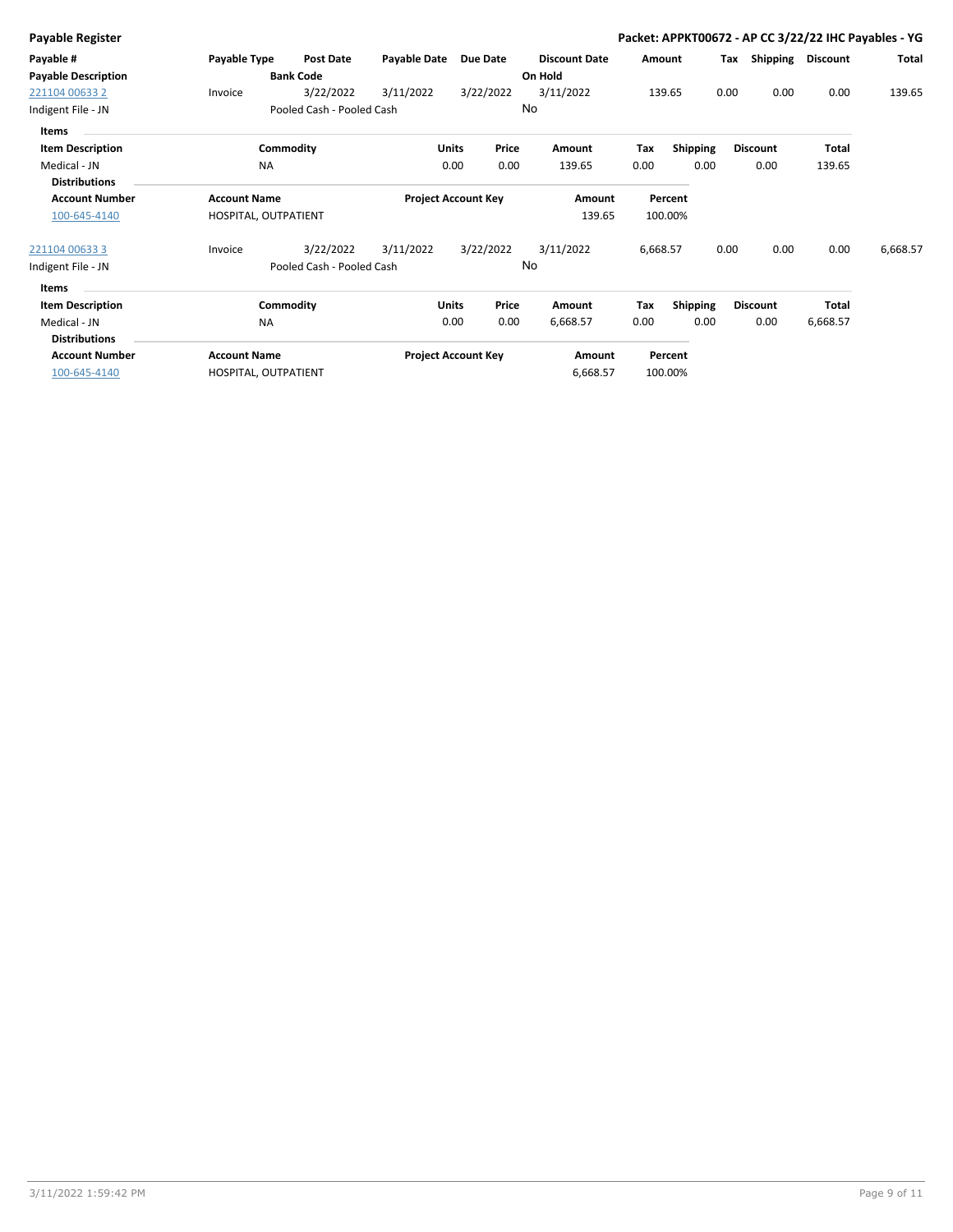**Payable Register** — **Packet: APPKT00672 - AP CC 3/22/22 IHC Payables - YG**

| Payable # / Payable Description | Payable Type | Post Date / Bank Code | Payable Date | Due Date | Discount Date / On Hold | Amount | Tax | Shipping | Discount | Total |
|---|---|---|---|---|---|---|---|---|---|---|
| 221104 00633 2 | Invoice | 3/22/2022 | 3/11/2022 | 3/22/2022 | 3/11/2022 | 139.65 | 0.00 | 0.00 | 0.00 | 139.65 |
| Indigent File - JN | | Pooled Cash - Pooled Cash | | | No | | | | | |

**Items**

| Item Description | Commodity | Units | Price | Amount | Tax | Shipping | Discount | Total |
|---|---|---|---|---|---|---|---|---|
| Medical - JN | NA | 0.00 | 0.00 | 139.65 | 0.00 | 0.00 | 0.00 | 139.65 |

**Distributions**

| Account Number | Account Name | Project Account Key | Amount | Percent |
|---|---|---|---|---|
| 100-645-4140 | HOSPITAL, OUTPATIENT | | 139.65 | 100.00% |

| Payable # / Payable Description | Payable Type | Post Date / Bank Code | Payable Date | Due Date | Discount Date / On Hold | Amount | Tax | Shipping | Discount | Total |
|---|---|---|---|---|---|---|---|---|---|---|
| 221104 00633 3 | Invoice | 3/22/2022 | 3/11/2022 | 3/22/2022 | 3/11/2022 | 6,668.57 | 0.00 | 0.00 | 0.00 | 6,668.57 |
| Indigent File - JN | | Pooled Cash - Pooled Cash | | | No | | | | | |

**Items**

| Item Description | Commodity | Units | Price | Amount | Tax | Shipping | Discount | Total |
|---|---|---|---|---|---|---|---|---|
| Medical - JN | NA | 0.00 | 0.00 | 6,668.57 | 0.00 | 0.00 | 0.00 | 6,668.57 |

**Distributions**

| Account Number | Account Name | Project Account Key | Amount | Percent |
|---|---|---|---|---|
| 100-645-4140 | HOSPITAL, OUTPATIENT | | 6,668.57 | 100.00% |

3/11/2022 1:59:42 PM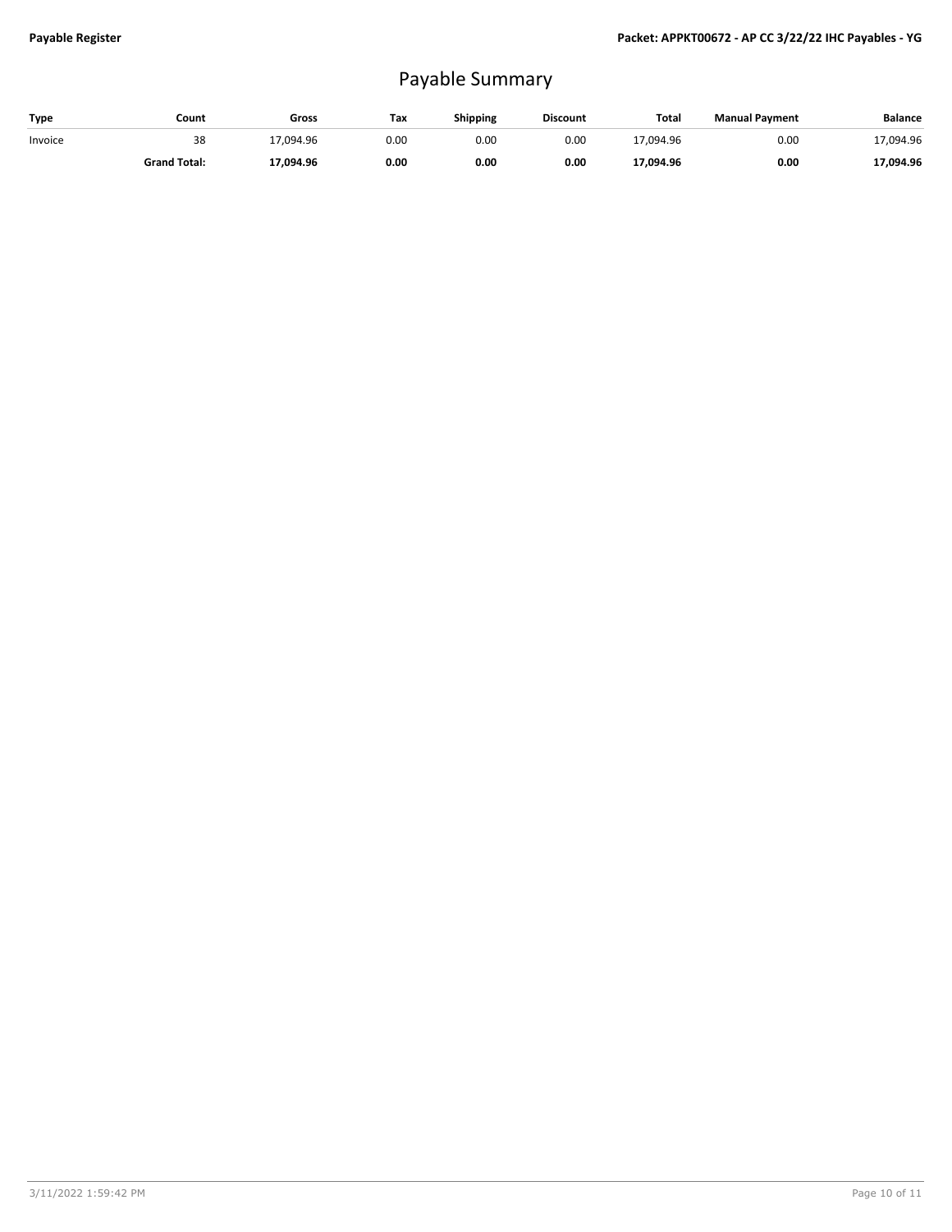# Payable Summary

| Type | Count | Gross | Tax | Shipping | Discount | Total | Manual Payment | Balance |
|---|---|---|---|---|---|---|---|---|
| Invoice | 38 | 17,094.96 | 0.00 | 0.00 | 0.00 | 17,094.96 | 0.00 | 17,094.96 |
| | **Grand Total:** | **17,094.96** | **0.00** | **0.00** | **0.00** | **17,094.96** | **0.00** | **17,094.96** |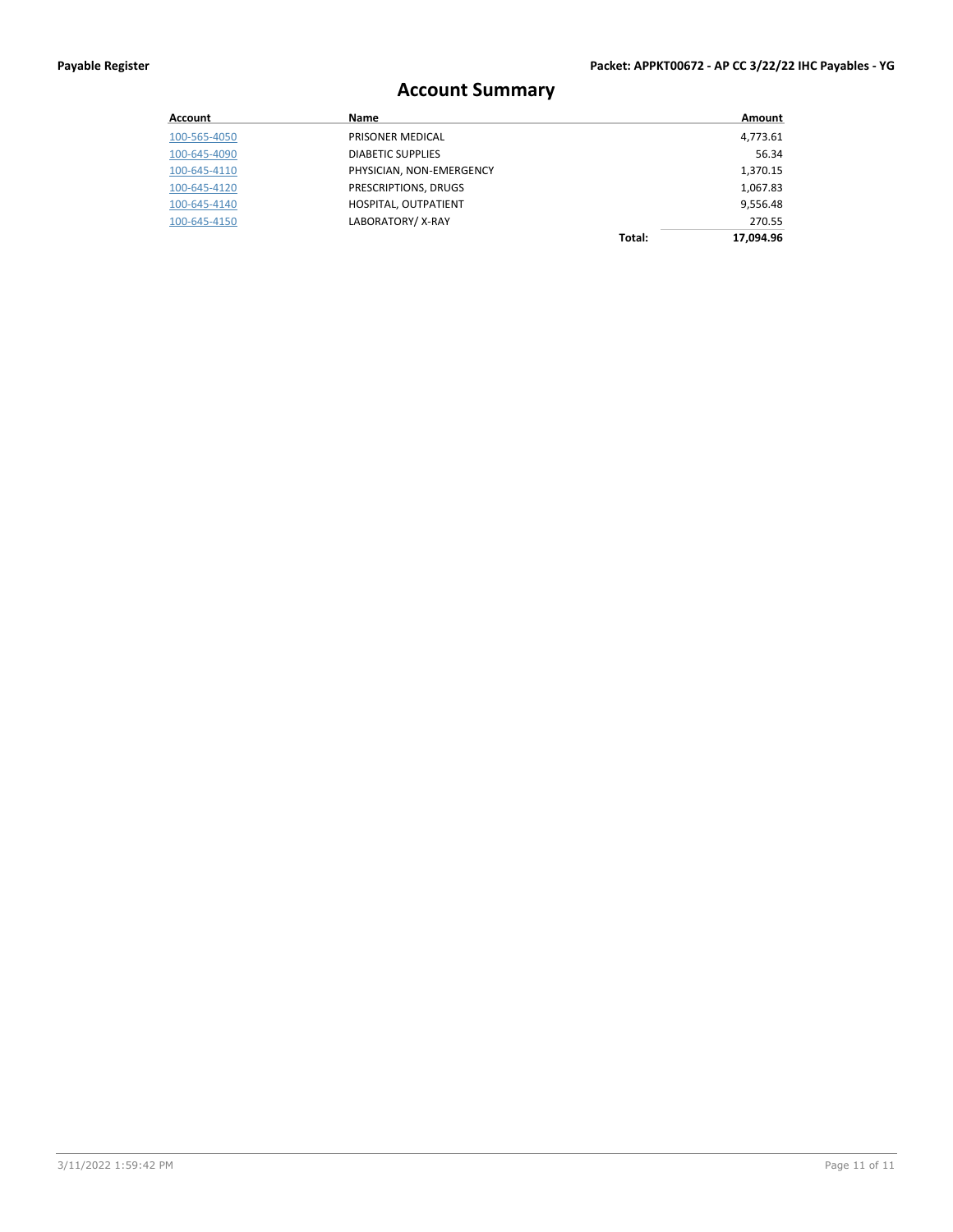# Account Summary

| Account | Name | | Amount |
|---|---|---|---|
| 100-565-4050 | PRISONER MEDICAL | | 4,773.61 |
| 100-645-4090 | DIABETIC SUPPLIES | | 56.34 |
| 100-645-4110 | PHYSICIAN, NON-EMERGENCY | | 1,370.15 |
| 100-645-4120 | PRESCRIPTIONS, DRUGS | | 1,067.83 |
| 100-645-4140 | HOSPITAL, OUTPATIENT | | 9,556.48 |
| 100-645-4150 | LABORATORY/ X-RAY | | 270.55 |
| | | **Total:** | **17,094.96** |